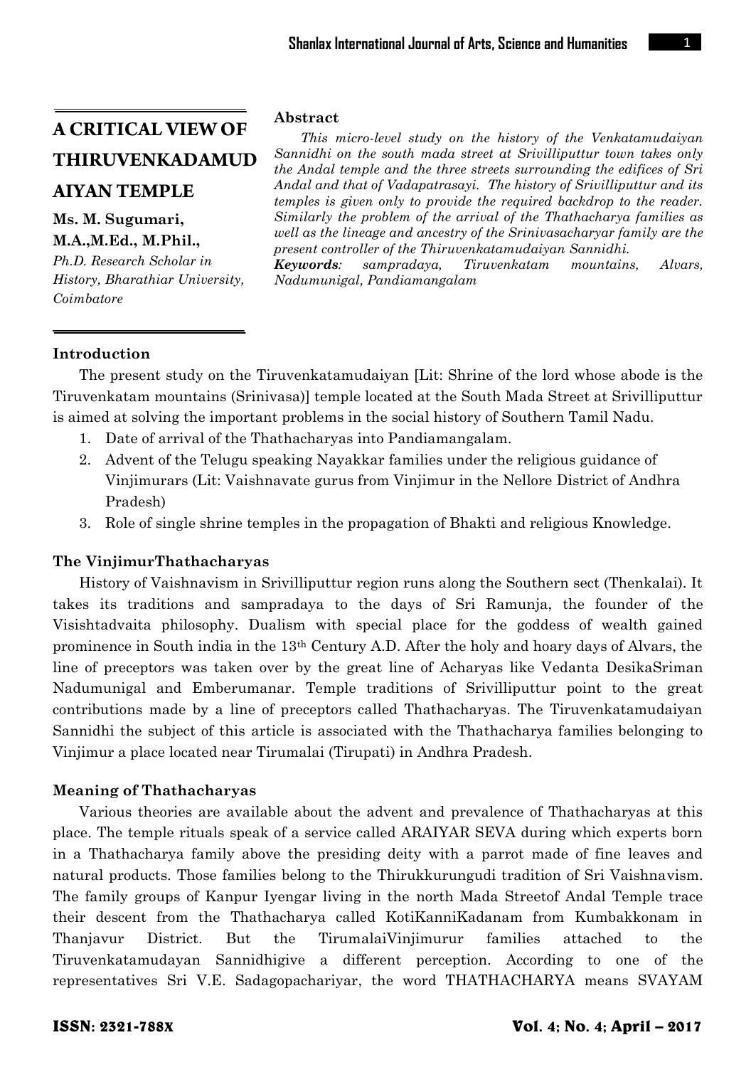# A CRITICAL VIEW OF THIRUVENKADAMUDAIYAN TEMPLE

**Ms. M. Sugumari, M.A.,M.Ed., M.Phil.,**

*Ph.D. Research Scholar in History, Bharathiar University, Coimbatore*

**Abstract**

*This micro-level study on the history of the Venkatamudaiyan Sannidhi on the south mada street at Srivilliputtur town takes only the Andal temple and the three streets surrounding the edifices of Sri Andal and that of Vadapatrasayi. The history of Srivilliputtur and its temples is given only to provide the required backdrop to the reader. Similarly the problem of the arrival of the Thathacharya families as well as the lineage and ancestry of the Srinivasacharyar family are the present controller of the Thiruvenkatamudaiyan Sannidhi.*

***Keywords**: sampradaya, Tiruvenkatam mountains, Alvars, Nadumunigal, Pandiamangalam*

## Introduction

The present study on the Tiruvenkatamudaiyan [Lit: Shrine of the lord whose abode is the Tiruvenkatam mountains (Srinivasa)] temple located at the South Mada Street at Srivilliputtur is aimed at solving the important problems in the social history of Southern Tamil Nadu.

1. Date of arrival of the Thathacharyas into Pandiamangalam.
2. Advent of the Telugu speaking Nayakkar families under the religious guidance of Vinjimurars (Lit: Vaishnavate gurus from Vinjimur in the Nellore District of Andhra Pradesh)
3. Role of single shrine temples in the propagation of Bhakti and religious Knowledge.

## The VinjimurThathacharyas

History of Vaishnavism in Srivilliputtur region runs along the Southern sect (Thenkalai). It takes its traditions and sampradaya to the days of Sri Ramunja, the founder of the Visishtadvaita philosophy. Dualism with special place for the goddess of wealth gained prominence in South india in the 13th Century A.D. After the holy and hoary days of Alvars, the line of preceptors was taken over by the great line of Acharyas like Vedanta DesikaSriman Nadumunigal and Emberumanar. Temple traditions of Srivilliputtur point to the great contributions made by a line of preceptors called Thathacharyas. The Tiruvenkatamudaiyan Sannidhi the subject of this article is associated with the Thathacharya families belonging to Vinjimur a place located near Tirumalai (Tirupati) in Andhra Pradesh.

## Meaning of Thathacharyas

Various theories are available about the advent and prevalence of Thathacharyas at this place. The temple rituals speak of a service called ARAIYAR SEVA during which experts born in a Thathacharya family above the presiding deity with a parrot made of fine leaves and natural products. Those families belong to the Thirukkurungudi tradition of Sri Vaishnavism. The family groups of Kanpur Iyengar living in the north Mada Streetof Andal Temple trace their descent from the Thathacharya called KotiKanniKadanam from Kumbakkonam in Thanjavur District. But the TirumalaiVinjimurur families attached to the Tiruvenkatamudayan Sannidhigive a different perception. According to one of the representatives Sri V.E. Sadagopachariyar, the word THATHACHARYA means SVAYAM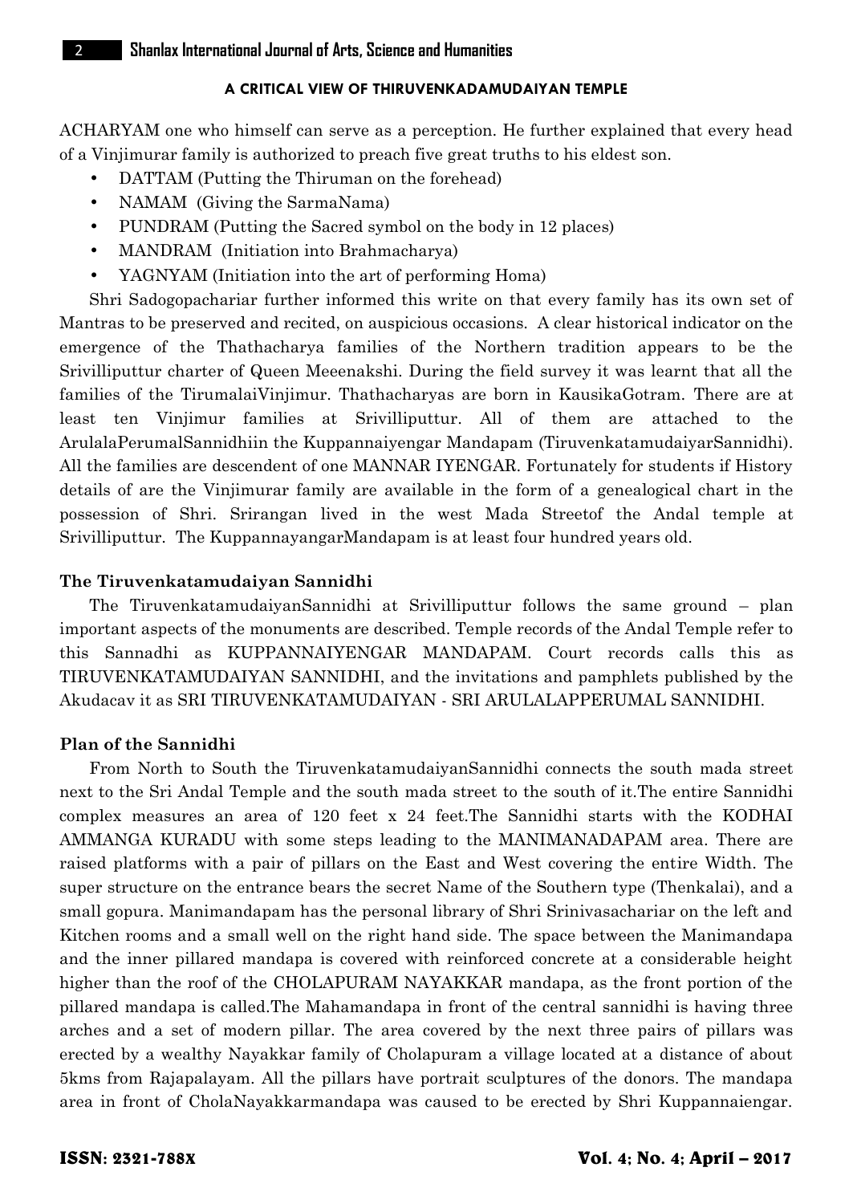ACHARYAM one who himself can serve as a perception. He further explained that every head of a Vinjimurar family is authorized to preach five great truths to his eldest son.

- DATTAM (Putting the Thiruman on the forehead)
- NAMAM (Giving the SarmaNama)
- PUNDRAM (Putting the Sacred symbol on the body in 12 places)
- MANDRAM (Initiation into Brahmacharya)
- YAGNYAM (Initiation into the art of performing Homa)

Shri Sadogopachariar further informed this write on that every family has its own set of Mantras to be preserved and recited, on auspicious occasions. A clear historical indicator on the emergence of the Thathacharya families of the Northern tradition appears to be the Srivilliputtur charter of Queen Meeenakshi. During the field survey it was learnt that all the families of the TirumalaiVinjimur. Thathacharyas are born in KausikaGotram. There are at least ten Vinjimur families at Srivilliputtur. All of them are attached to the ArulalaPerumalSannidhiin the Kuppannaiyengar Mandapam (TiruvenkatamudaiyarSannidhi). All the families are descendent of one MANNAR IYENGAR. Fortunately for students if History details of are the Vinjimurar family are available in the form of a genealogical chart in the possession of Shri. Srirangan lived in the west Mada Streetof the Andal temple at Srivilliputtur. The KuppannayangarMandapam is at least four hundred years old.

### The Tiruvenkatamudaiyan Sannidhi

The TiruvenkatamudaiyanSannidhi at Srivilliputtur follows the same ground – plan important aspects of the monuments are described. Temple records of the Andal Temple refer to this Sannadhi as KUPPANNAIYENGAR MANDAPAM. Court records calls this as TIRUVENKATAMUDAIYAN SANNIDHI, and the invitations and pamphlets published by the Akudacav it as SRI TIRUVENKATAMUDAIYAN - SRI ARULALAPPERUMAL SANNIDHI.

### Plan of the Sannidhi

From North to South the TiruvenkatamudaiyanSannidhi connects the south mada street next to the Sri Andal Temple and the south mada street to the south of it.The entire Sannidhi complex measures an area of 120 feet x 24 feet.The Sannidhi starts with the KODHAI AMMANGA KURADU with some steps leading to the MANIMANADAPAM area. There are raised platforms with a pair of pillars on the East and West covering the entire Width. The super structure on the entrance bears the secret Name of the Southern type (Thenkalai), and a small gopura. Manimandapam has the personal library of Shri Srinivasachariar on the left and Kitchen rooms and a small well on the right hand side. The space between the Manimandapa and the inner pillared mandapa is covered with reinforced concrete at a considerable height higher than the roof of the CHOLAPURAM NAYAKKAR mandapa, as the front portion of the pillared mandapa is called.The Mahamandapa in front of the central sannidhi is having three arches and a set of modern pillar. The area covered by the next three pairs of pillars was erected by a wealthy Nayakkar family of Cholapuram a village located at a distance of about 5kms from Rajapalayam. All the pillars have portrait sculptures of the donors. The mandapa area in front of CholaNayakkarmandapa was caused to be erected by Shri Kuppannaiengar.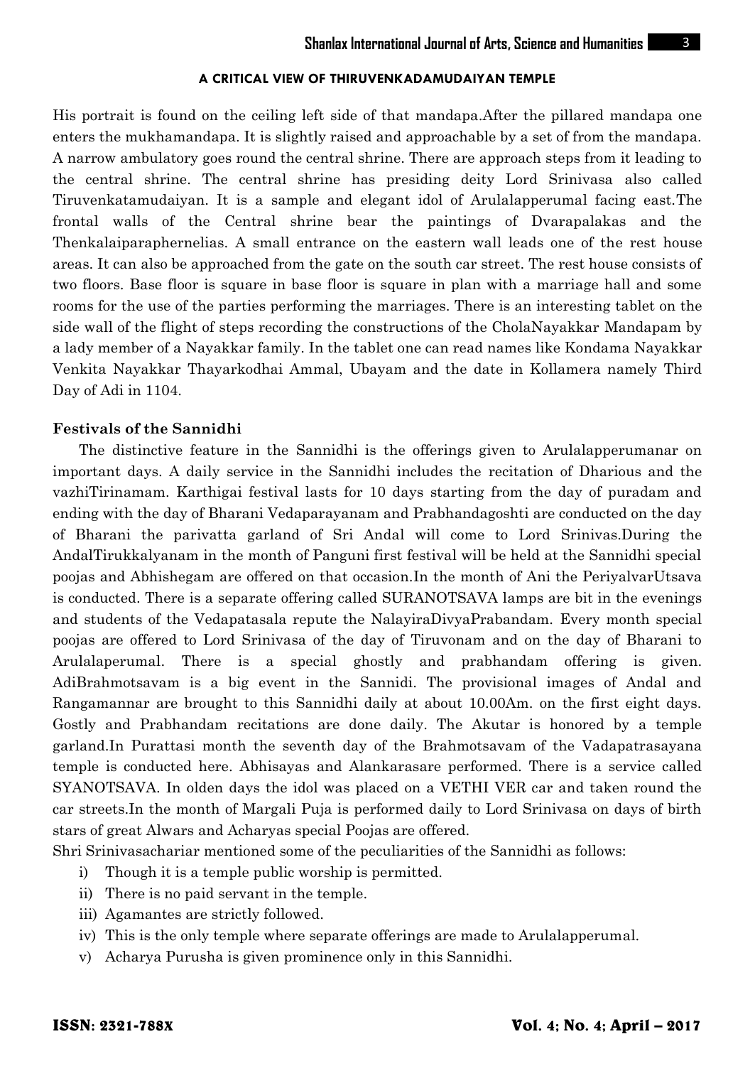His portrait is found on the ceiling left side of that mandapa.After the pillared mandapa one enters the mukhamandapa. It is slightly raised and approachable by a set of from the mandapa. A narrow ambulatory goes round the central shrine. There are approach steps from it leading to the central shrine. The central shrine has presiding deity Lord Srinivasa also called Tiruvenkatamudaiyan. It is a sample and elegant idol of Arulalapperumal facing east.The frontal walls of the Central shrine bear the paintings of Dvarapalakas and the Thenkalaiparaphernelias. A small entrance on the eastern wall leads one of the rest house areas. It can also be approached from the gate on the south car street. The rest house consists of two floors. Base floor is square in base floor is square in plan with a marriage hall and some rooms for the use of the parties performing the marriages. There is an interesting tablet on the side wall of the flight of steps recording the constructions of the CholaNayakkar Mandapam by a lady member of a Nayakkar family. In the tablet one can read names like Kondama Nayakkar Venkita Nayakkar Thayarkodhai Ammal, Ubayam and the date in Kollamera namely Third Day of Adi in 1104.

**Festivals of the Sannidhi**

The distinctive feature in the Sannidhi is the offerings given to Arulalapperumanar on important days. A daily service in the Sannidhi includes the recitation of Dharious and the vazhiTirinamam. Karthigai festival lasts for 10 days starting from the day of puradam and ending with the day of Bharani Vedaparayanam and Prabhandagoshti are conducted on the day of Bharani the parivatta garland of Sri Andal will come to Lord Srinivas.During the AndalTirukkalyanam in the month of Panguni first festival will be held at the Sannidhi special poojas and Abhishegam are offered on that occasion.In the month of Ani the PeriyalvarUtsava is conducted. There is a separate offering called SURANOTSAVA lamps are bit in the evenings and students of the Vedapatasala repute the NalayiraDivyaPrabandam. Every month special poojas are offered to Lord Srinivasa of the day of Tiruvonam and on the day of Bharani to Arulalaperumal. There is a special ghostly and prabhandam offering is given. AdiBrahmotsavam is a big event in the Sannidi. The provisional images of Andal and Rangamannar are brought to this Sannidhi daily at about 10.00Am. on the first eight days. Gostly and Prabhandam recitations are done daily. The Akutar is honored by a temple garland.In Purattasi month the seventh day of the Brahmotsavam of the Vadapatrasayana temple is conducted here. Abhisayas and Alankarasare performed. There is a service called SYANOTSAVA. In olden days the idol was placed on a VETHI VER car and taken round the car streets.In the month of Margali Puja is performed daily to Lord Srinivasa on days of birth stars of great Alwars and Acharyas special Poojas are offered.

Shri Srinivasachariar mentioned some of the peculiarities of the Sannidhi as follows:

i) Though it is a temple public worship is permitted.
ii) There is no paid servant in the temple.
iii) Agamantes are strictly followed.
iv) This is the only temple where separate offerings are made to Arulalapperumal.
v) Acharya Purusha is given prominence only in this Sannidhi.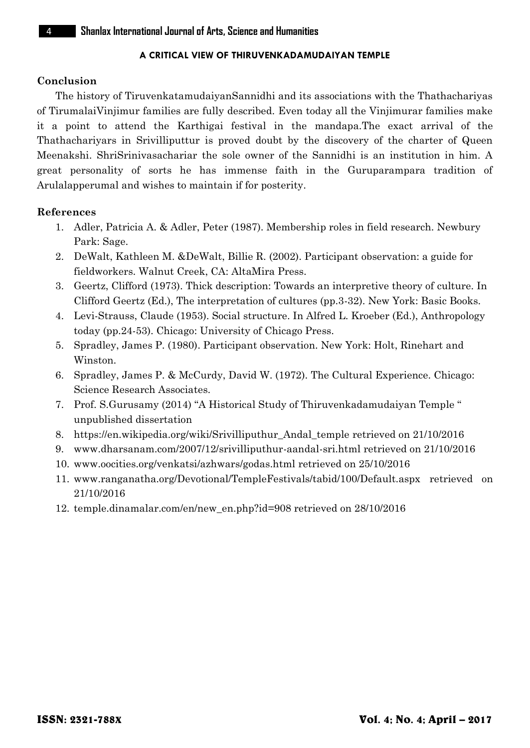## Conclusion

The history of TiruvenkatamudaiyanSannidhi and its associations with the Thathachariyas of TirumalaiVinjimur families are fully described. Even today all the Vinjimurar families make it a point to attend the Karthigai festival in the mandapa.The exact arrival of the Thathachariyars in Srivilliputtur is proved doubt by the discovery of the charter of Queen Meenakshi. ShriSrinivasachariar the sole owner of the Sannidhi is an institution in him. A great personality of sorts he has immense faith in the Guruparampara tradition of Arulalapperumal and wishes to maintain if for posterity.

## References

1. Adler, Patricia A. & Adler, Peter (1987). Membership roles in field research. Newbury Park: Sage.
2. DeWalt, Kathleen M. &DeWalt, Billie R. (2002). Participant observation: a guide for fieldworkers. Walnut Creek, CA: AltaMira Press.
3. Geertz, Clifford (1973). Thick description: Towards an interpretive theory of culture. In Clifford Geertz (Ed.), The interpretation of cultures (pp.3-32). New York: Basic Books.
4. Levi-Strauss, Claude (1953). Social structure. In Alfred L. Kroeber (Ed.), Anthropology today (pp.24-53). Chicago: University of Chicago Press.
5. Spradley, James P. (1980). Participant observation. New York: Holt, Rinehart and Winston.
6. Spradley, James P. & McCurdy, David W. (1972). The Cultural Experience. Chicago: Science Research Associates.
7. Prof. S.Gurusamy (2014) "A Historical Study of Thiruvenkadamudaiyan Temple " unpublished dissertation
8. https://en.wikipedia.org/wiki/Srivilliputhur_Andal_temple retrieved on 21/10/2016
9. www.dharsanam.com/2007/12/srivilliputhur-aandal-sri.html retrieved on 21/10/2016
10. www.oocities.org/venkatsi/azhwars/godas.html retrieved on 25/10/2016
11. www.ranganatha.org/Devotional/TempleFestivals/tabid/100/Default.aspx retrieved on 21/10/2016
12. temple.dinamalar.com/en/new_en.php?id=908 retrieved on 28/10/2016